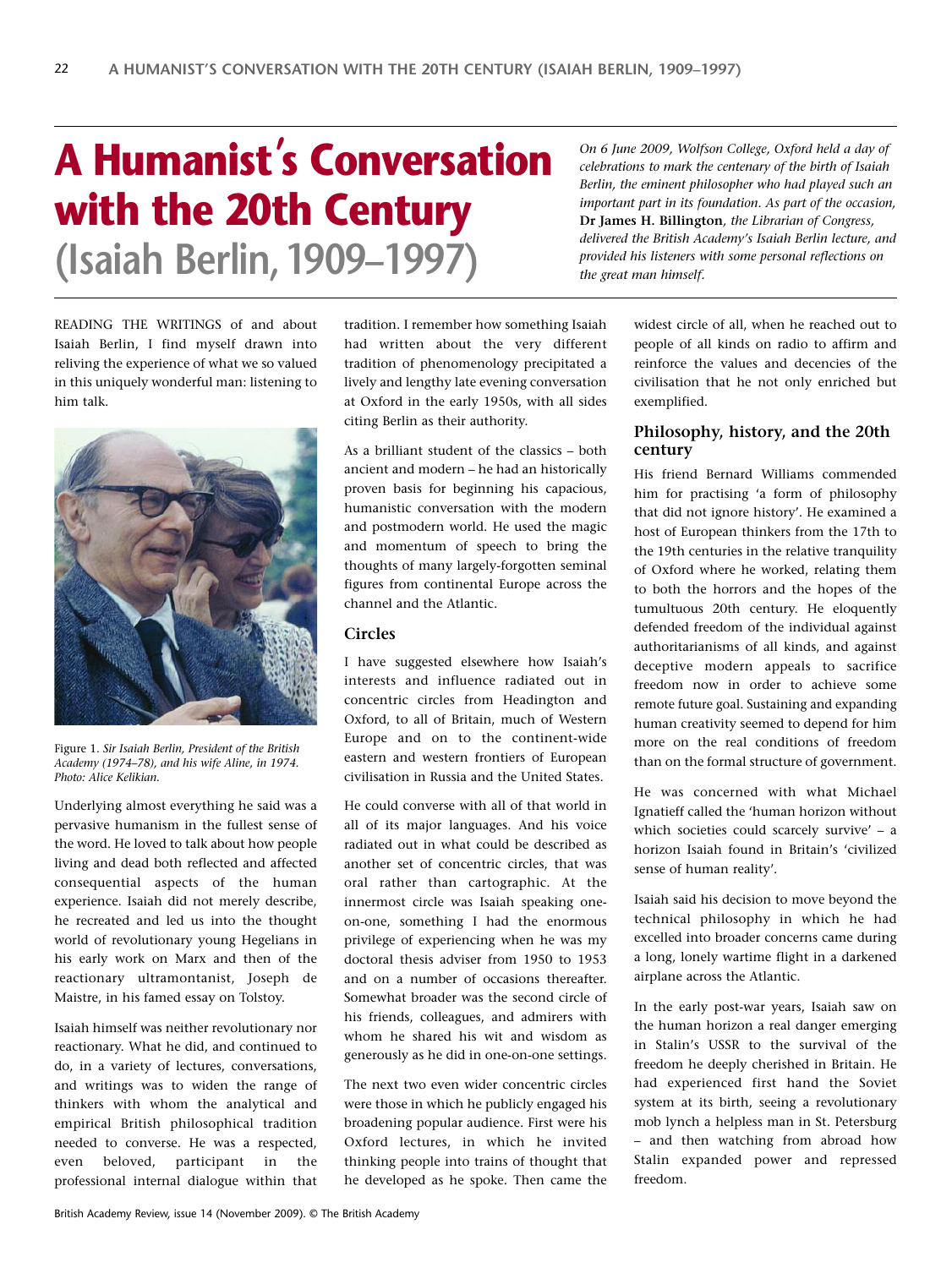# A Humanist's Conversation with the 20th Century (Isaiah Berlin, 1909–1997)

*On 6 June 2009, Wolfson College, Oxford held a day of celebrations to mark the centenary of the birth of Isaiah Berlin, the eminent philosopher who had played such an important part in its foundation. As part of the occasion,* **Dr James H. Billington**, *the Librarian of Congress, delivered the British Academy's Isaiah Berlin lecture, and provided his listeners with some personal reflections on the great man himself.*

READING THE WRITINGS of and about Isaiah Berlin, I find myself drawn into reliving the experience of what we so valued in this uniquely wonderful man: listening to him talk.

Figure 1. *Sir Isaiah Berlin, President of the British Academy (1974–78), and his wife Aline, in 1974. Photo: Alice Kelikian.*

Underlying almost everything he said was a pervasive humanism in the fullest sense of the word. He loved to talk about how people living and dead both reflected and affected consequential aspects of the human experience. Isaiah did not merely describe, he recreated and led us into the thought world of revolutionary young Hegelians in his early work on Marx and then of the reactionary ultramontanist, Joseph de Maistre, in his famed essay on Tolstoy.

Isaiah himself was neither revolutionary nor reactionary. What he did, and continued to do, in a variety of lectures, conversations, and writings was to widen the range of thinkers with whom the analytical and empirical British philosophical tradition needed to converse. He was a respected, even beloved, participant in the professional internal dialogue within that tradition. I remember how something Isaiah had written about the very different tradition of phenomenology precipitated a lively and lengthy late evening conversation at Oxford in the early 1950s, with all sides citing Berlin as their authority.

As a brilliant student of the classics – both ancient and modern – he had an historically proven basis for beginning his capacious, humanistic conversation with the modern and postmodern world. He used the magic and momentum of speech to bring the thoughts of many largely-forgotten seminal figures from continental Europe across the channel and the Atlantic.

## Circles

I have suggested elsewhere how Isaiah's interests and influence radiated out in concentric circles from Headington and Oxford, to all of Britain, much of Western Europe and on to the continent-wide eastern and western frontiers of European civilisation in Russia and the United States.

He could converse with all of that world in all of its major languages. And his voice radiated out in what could be described as another set of concentric circles, that was oral rather than cartographic. At the innermost circle was Isaiah speaking one-on-one, something I had the enormous privilege of experiencing when he was my doctoral thesis adviser from 1950 to 1953 and on a number of occasions thereafter. Somewhat broader was the second circle of his friends, colleagues, and admirers with whom he shared his wit and wisdom as generously as he did in one-on-one settings.

The next two even wider concentric circles were those in which he publicly engaged his broadening popular audience. First were his Oxford lectures, in which he invited thinking people into trains of thought that he developed as he spoke. Then came the widest circle of all, when he reached out to people of all kinds on radio to affirm and reinforce the values and decencies of the civilisation that he not only enriched but exemplified.

## Philosophy, history, and the 20th century

His friend Bernard Williams commended him for practising 'a form of philosophy that did not ignore history'. He examined a host of European thinkers from the 17th to the 19th centuries in the relative tranquility of Oxford where he worked, relating them to both the horrors and the hopes of the tumultuous 20th century. He eloquently defended freedom of the individual against authoritarianisms of all kinds, and against deceptive modern appeals to sacrifice freedom now in order to achieve some remote future goal. Sustaining and expanding human creativity seemed to depend for him more on the real conditions of freedom than on the formal structure of government.

He was concerned with what Michael Ignatieff called the 'human horizon without which societies could scarcely survive' – a horizon Isaiah found in Britain's 'civilized sense of human reality'.

Isaiah said his decision to move beyond the technical philosophy in which he had excelled into broader concerns came during a long, lonely wartime flight in a darkened airplane across the Atlantic.

In the early post-war years, Isaiah saw on the human horizon a real danger emerging in Stalin's USSR to the survival of the freedom he deeply cherished in Britain. He had experienced first hand the Soviet system at its birth, seeing a revolutionary mob lynch a helpless man in St. Petersburg – and then watching from abroad how Stalin expanded power and repressed freedom.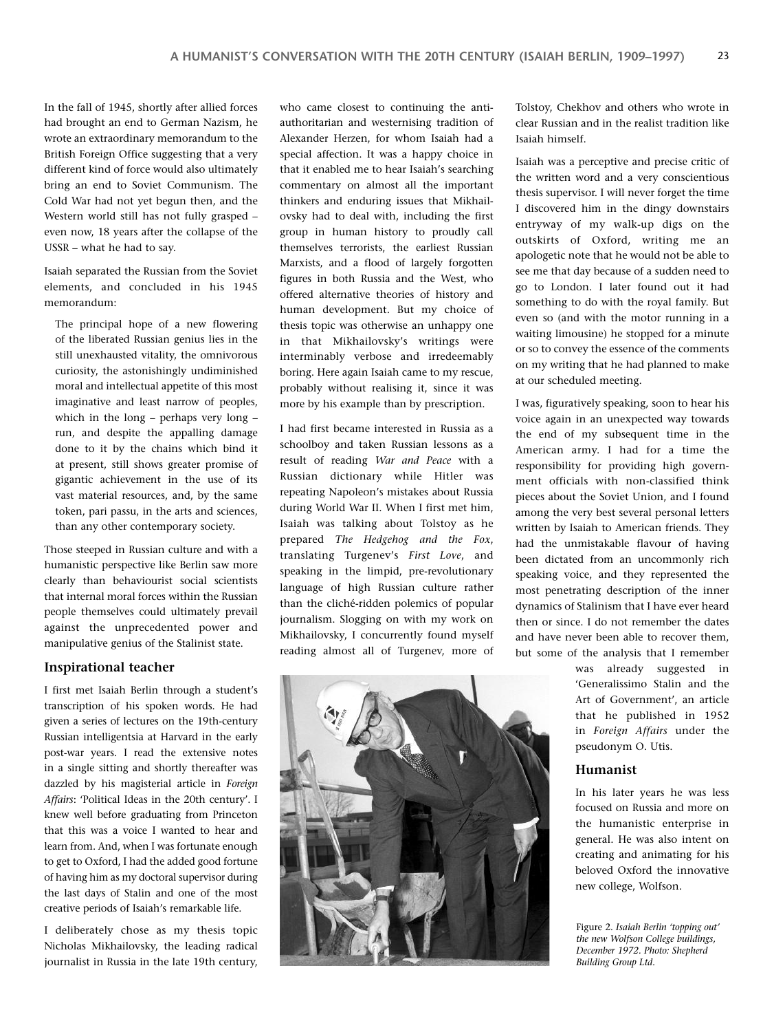In the fall of 1945, shortly after allied forces had brought an end to German Nazism, he wrote an extraordinary memorandum to the British Foreign Office suggesting that a very different kind of force would also ultimately bring an end to Soviet Communism. The Cold War had not yet begun then, and the Western world still has not fully grasped – even now, 18 years after the collapse of the USSR – what he had to say.

Isaiah separated the Russian from the Soviet elements, and concluded in his 1945 memorandum:

> The principal hope of a new flowering of the liberated Russian genius lies in the still unexhausted vitality, the omnivorous curiosity, the astonishingly undiminished moral and intellectual appetite of this most imaginative and least narrow of peoples, which in the long – perhaps very long – run, and despite the appalling damage done to it by the chains which bind it at present, still shows greater promise of gigantic achievement in the use of its vast material resources, and, by the same token, pari passu, in the arts and sciences, than any other contemporary society.

Those steeped in Russian culture and with a humanistic perspective like Berlin saw more clearly than behaviourist social scientists that internal moral forces within the Russian people themselves could ultimately prevail against the unprecedented power and manipulative genius of the Stalinist state.

## Inspirational teacher

I first met Isaiah Berlin through a student's transcription of his spoken words. He had given a series of lectures on the 19th-century Russian intelligentsia at Harvard in the early post-war years. I read the extensive notes in a single sitting and shortly thereafter was dazzled by his magisterial article in *Foreign Affairs*: 'Political Ideas in the 20th century'. I knew well before graduating from Princeton that this was a voice I wanted to hear and learn from. And, when I was fortunate enough to get to Oxford, I had the added good fortune of having him as my doctoral supervisor during the last days of Stalin and one of the most creative periods of Isaiah's remarkable life.

I deliberately chose as my thesis topic Nicholas Mikhailovsky, the leading radical journalist in Russia in the late 19th century, who came closest to continuing the anti-authoritarian and westernising tradition of Alexander Herzen, for whom Isaiah had a special affection. It was a happy choice in that it enabled me to hear Isaiah's searching commentary on almost all the important thinkers and enduring issues that Mikhailovsky had to deal with, including the first group in human history to proudly call themselves terrorists, the earliest Russian Marxists, and a flood of largely forgotten figures in both Russia and the West, who offered alternative theories of history and human development. But my choice of thesis topic was otherwise an unhappy one in that Mikhailovsky's writings were interminably verbose and irredeemably boring. Here again Isaiah came to my rescue, probably without realising it, since it was more by his example than by prescription.

I had first became interested in Russia as a schoolboy and taken Russian lessons as a result of reading *War and Peace* with a Russian dictionary while Hitler was repeating Napoleon's mistakes about Russia during World War II. When I first met him, Isaiah was talking about Tolstoy as he prepared *The Hedgehog and the Fox*, translating Turgenev's *First Love*, and speaking in the limpid, pre-revolutionary language of high Russian culture rather than the cliché-ridden polemics of popular journalism. Slogging on with my work on Mikhailovsky, I concurrently found myself reading almost all of Turgenev, more of Tolstoy, Chekhov and others who wrote in clear Russian and in the realist tradition like Isaiah himself.

Isaiah was a perceptive and precise critic of the written word and a very conscientious thesis supervisor. I will never forget the time I discovered him in the dingy downstairs entryway of my walk-up digs on the outskirts of Oxford, writing me an apologetic note that he would not be able to see me that day because of a sudden need to go to London. I later found out it had something to do with the royal family. But even so (and with the motor running in a waiting limousine) he stopped for a minute or so to convey the essence of the comments on my writing that he had planned to make at our scheduled meeting.

I was, figuratively speaking, soon to hear his voice again in an unexpected way towards the end of my subsequent time in the American army. I had for a time the responsibility for providing high government officials with non-classified think pieces about the Soviet Union, and I found among the very best several personal letters written by Isaiah to American friends. They had the unmistakable flavour of having been dictated from an uncommonly rich speaking voice, and they represented the most penetrating description of the inner dynamics of Stalinism that I have ever heard then or since. I do not remember the dates and have never been able to recover them, but some of the analysis that I remember was already suggested in 'Generalissimo Stalin and the Art of Government', an article that he published in 1952 in *Foreign Affairs* under the pseudonym O. Utis.

## Humanist

In his later years he was less focused on Russia and more on the humanistic enterprise in general. He was also intent on creating and animating for his beloved Oxford the innovative new college, Wolfson.

Figure 2. *Isaiah Berlin 'topping out' the new Wolfson College buildings, December 1972. Photo: Shepherd Building Group Ltd.*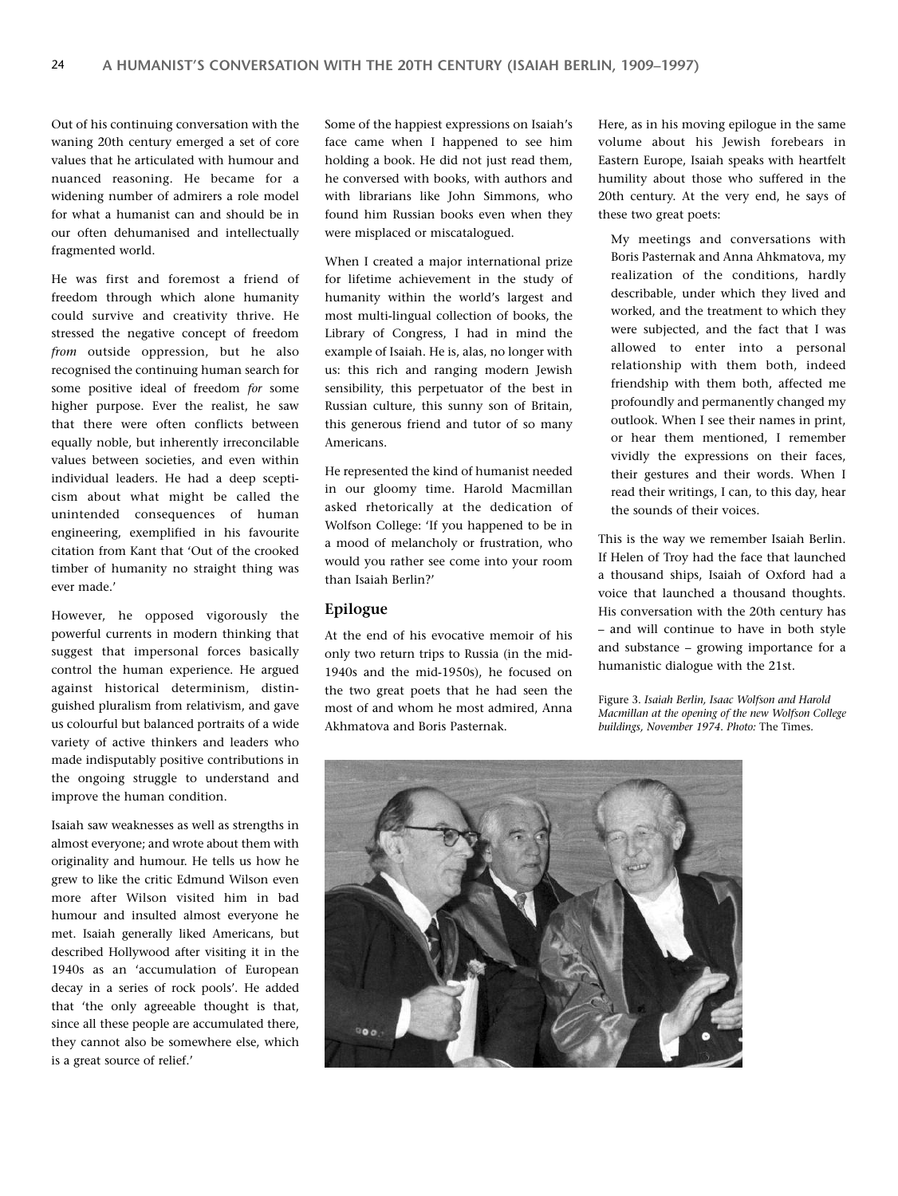Out of his continuing conversation with the waning 20th century emerged a set of core values that he articulated with humour and nuanced reasoning. He became for a widening number of admirers a role model for what a humanist can and should be in our often dehumanised and intellectually fragmented world.

He was first and foremost a friend of freedom through which alone humanity could survive and creativity thrive. He stressed the negative concept of freedom *from* outside oppression, but he also recognised the continuing human search for some positive ideal of freedom *for* some higher purpose. Ever the realist, he saw that there were often conflicts between equally noble, but inherently irreconcilable values between societies, and even within individual leaders. He had a deep scepticism about what might be called the unintended consequences of human engineering, exemplified in his favourite citation from Kant that 'Out of the crooked timber of humanity no straight thing was ever made.'

However, he opposed vigorously the powerful currents in modern thinking that suggest that impersonal forces basically control the human experience. He argued against historical determinism, distinguished pluralism from relativism, and gave us colourful but balanced portraits of a wide variety of active thinkers and leaders who made indisputably positive contributions in the ongoing struggle to understand and improve the human condition.

Isaiah saw weaknesses as well as strengths in almost everyone; and wrote about them with originality and humour. He tells us how he grew to like the critic Edmund Wilson even more after Wilson visited him in bad humour and insulted almost everyone he met. Isaiah generally liked Americans, but described Hollywood after visiting it in the 1940s as an 'accumulation of European decay in a series of rock pools'. He added that 'the only agreeable thought is that, since all these people are accumulated there, they cannot also be somewhere else, which is a great source of relief.'

Some of the happiest expressions on Isaiah's face came when I happened to see him holding a book. He did not just read them, he conversed with books, with authors and with librarians like John Simmons, who found him Russian books even when they were misplaced or miscatalogued.

When I created a major international prize for lifetime achievement in the study of humanity within the world's largest and most multi-lingual collection of books, the Library of Congress, I had in mind the example of Isaiah. He is, alas, no longer with us: this rich and ranging modern Jewish sensibility, this perpetuator of the best in Russian culture, this sunny son of Britain, this generous friend and tutor of so many Americans.

He represented the kind of humanist needed in our gloomy time. Harold Macmillan asked rhetorically at the dedication of Wolfson College: 'If you happened to be in a mood of melancholy or frustration, who would you rather see come into your room than Isaiah Berlin?'

## Epilogue

At the end of his evocative memoir of his only two return trips to Russia (in the mid-1940s and the mid-1950s), he focused on the two great poets that he had seen the most of and whom he most admired, Anna Akhmatova and Boris Pasternak.

Here, as in his moving epilogue in the same volume about his Jewish forebears in Eastern Europe, Isaiah speaks with heartfelt humility about those who suffered in the 20th century. At the very end, he says of these two great poets:

> My meetings and conversations with Boris Pasternak and Anna Ahkmatova, my realization of the conditions, hardly describable, under which they lived and worked, and the treatment to which they were subjected, and the fact that I was allowed to enter into a personal relationship with them both, indeed friendship with them both, affected me profoundly and permanently changed my outlook. When I see their names in print, or hear them mentioned, I remember vividly the expressions on their faces, their gestures and their words. When I read their writings, I can, to this day, hear the sounds of their voices.

This is the way we remember Isaiah Berlin. If Helen of Troy had the face that launched a thousand ships, Isaiah of Oxford had a voice that launched a thousand thoughts. His conversation with the 20th century has – and will continue to have in both style and substance – growing importance for a humanistic dialogue with the 21st.

Figure 3. *Isaiah Berlin, Isaac Wolfson and Harold Macmillan at the opening of the new Wolfson College buildings, November 1974. Photo:* The Times.